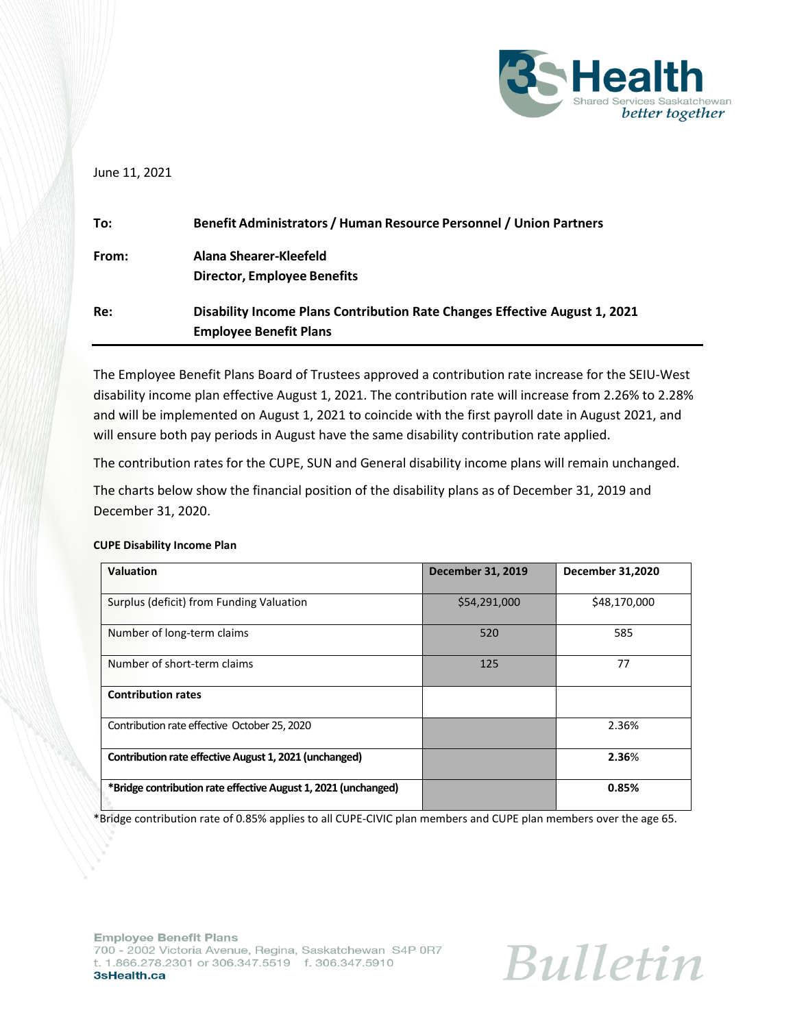June 11, 2021

**To:** Benefit Administrators / Human Resource Personnel / Union Partners

**From:** Alana Shearer-Kleefeld
Director, Employee Benefits

**Re:** Disability Income Plans Contribution Rate Changes Effective August 1, 2021
Employee Benefit Plans

---

The Employee Benefit Plans Board of Trustees approved a contribution rate increase for the SEIU-West disability income plan effective August 1, 2021. The contribution rate will increase from 2.26% to 2.28% and will be implemented on August 1, 2021 to coincide with the first payroll date in August 2021, and will ensure both pay periods in August have the same disability contribution rate applied.

The contribution rates for the CUPE, SUN and General disability income plans will remain unchanged.

The charts below show the financial position of the disability plans as of December 31, 2019 and December 31, 2020.

**CUPE Disability Income Plan**

| Valuation | December 31, 2019 | December 31,2020 |
|---|---|---|
| Surplus (deficit) from Funding Valuation | $54,291,000 | $48,170,000 |
| Number of long-term claims | 520 | 585 |
| Number of short-term claims | 125 | 77 |
| **Contribution rates** | | |
| Contribution rate effective October 25, 2020 | | 2.36% |
| **Contribution rate effective August 1, 2021 (unchanged)** | | **2.36%** |
| **\*Bridge contribution rate effective August 1, 2021 (unchanged)** | | **0.85%** |

*Bridge contribution rate of 0.85% applies to all CUPE-CIVIC plan members and CUPE plan members over the age 65.

**Employee Benefit Plans**
700 - 2002 Victoria Avenue, Regina, Saskatchewan S4P 0R7
t. 1.866.278.2301 or 306.347.5519 f. 306.347.5910
**3sHealth.ca**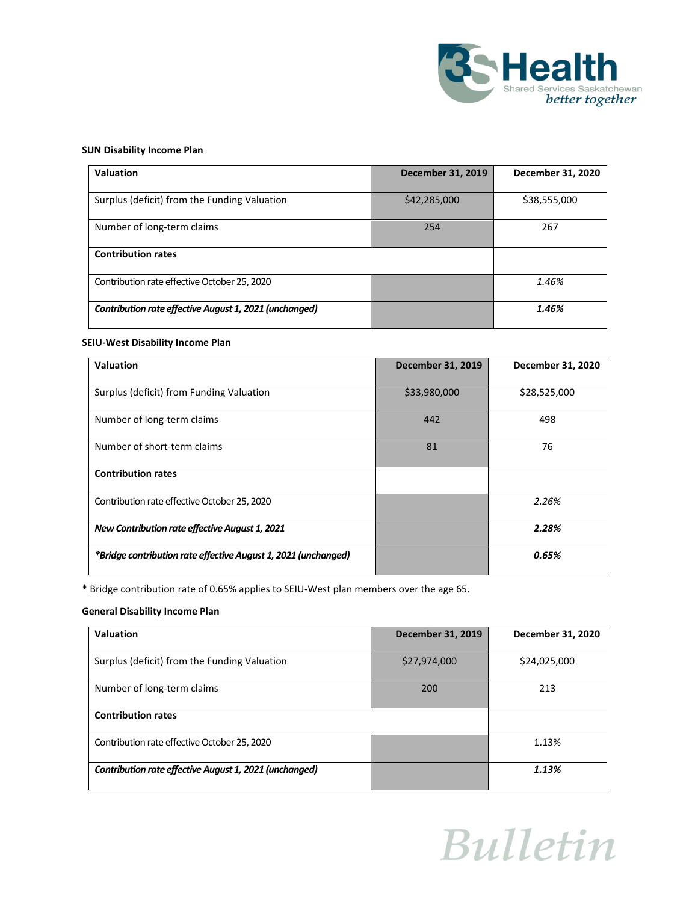**SUN Disability Income Plan**

| Valuation | December 31, 2019 | December 31, 2020 |
|---|---|---|
| Surplus (deficit) from the Funding Valuation | $42,285,000 | $38,555,000 |
| Number of long-term claims | 254 | 267 |
| **Contribution rates** | | |
| Contribution rate effective October 25, 2020 | | *1.46%* |
| ***Contribution rate effective August 1, 2021 (unchanged)*** | | ***1.46%*** |

**SEIU-West Disability Income Plan**

| Valuation | December 31, 2019 | December 31, 2020 |
|---|---|---|
| Surplus (deficit) from Funding Valuation | $33,980,000 | $28,525,000 |
| Number of long-term claims | 442 | 498 |
| Number of short-term claims | 81 | 76 |
| **Contribution rates** | | |
| Contribution rate effective October 25, 2020 | | *2.26%* |
| ***New Contribution rate effective August 1, 2021*** | | ***2.28%*** |
| ***\*Bridge contribution rate effective August 1, 2021 (unchanged)*** | | ***0.65%*** |

**\*** Bridge contribution rate of 0.65% applies to SEIU-West plan members over the age 65.

**General Disability Income Plan**

| Valuation | December 31, 2019 | December 31, 2020 |
|---|---|---|
| Surplus (deficit) from the Funding Valuation | $27,974,000 | $24,025,000 |
| Number of long-term claims | 200 | 213 |
| **Contribution rates** | | |
| Contribution rate effective October 25, 2020 | | 1.13% |
| ***Contribution rate effective August 1, 2021 (unchanged)*** | | ***1.13%*** |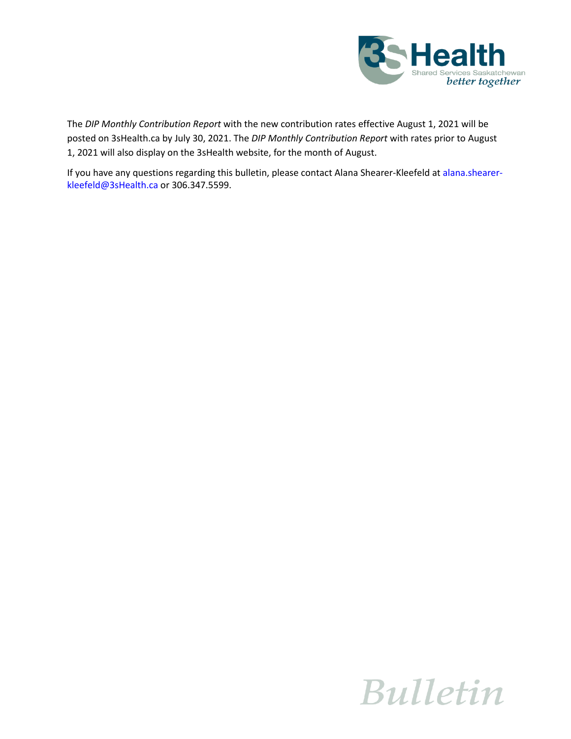The *DIP Monthly Contribution Report* with the new contribution rates effective August 1, 2021 will be posted on 3sHealth.ca by July 30, 2021. The *DIP Monthly Contribution Report* with rates prior to August 1, 2021 will also display on the 3sHealth website, for the month of August.

If you have any questions regarding this bulletin, please contact Alana Shearer-Kleefeld at alana.shearer-kleefeld@3sHealth.ca or 306.347.5599.